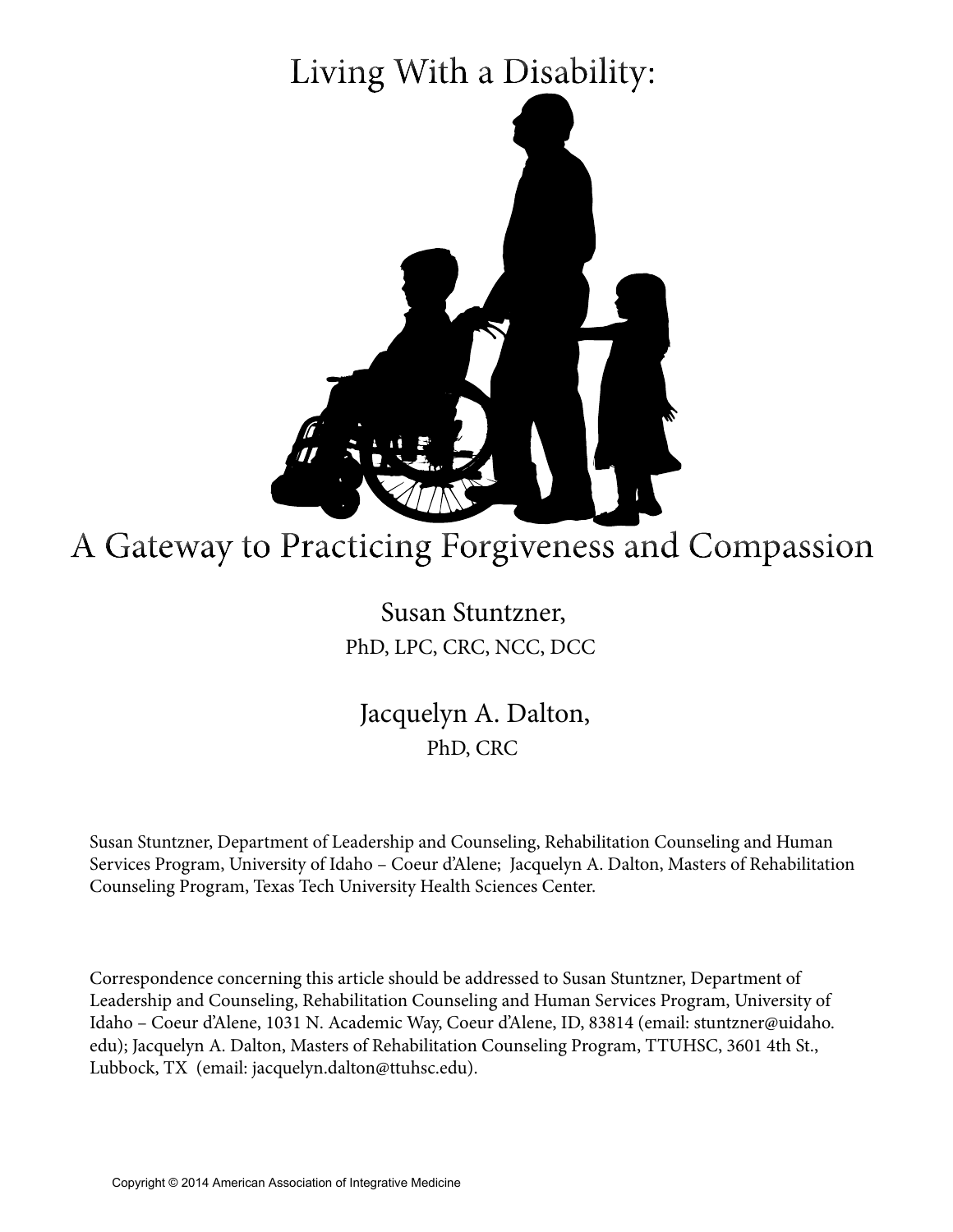# Living With a Disability:

# A Gateway to Practicing Forgiveness and Compassion

Susan Stuntzner,
PhD, LPC, CRC, NCC, DCC

Jacquelyn A. Dalton,
PhD, CRC

Susan Stuntzner, Department of Leadership and Counseling, Rehabilitation Counseling and Human Services Program, University of Idaho – Coeur d'Alene; Jacquelyn A. Dalton, Masters of Rehabilitation Counseling Program, Texas Tech University Health Sciences Center.

Correspondence concerning this article should be addressed to Susan Stuntzner, Department of Leadership and Counseling, Rehabilitation Counseling and Human Services Program, University of Idaho – Coeur d'Alene, 1031 N. Academic Way, Coeur d'Alene, ID, 83814 (email: stuntzner@uidaho.edu); Jacquelyn A. Dalton, Masters of Rehabilitation Counseling Program, TTUHSC, 3601 4th St., Lubbock, TX (email: jacquelyn.dalton@ttuhsc.edu).

Copyright © 2014 American Association of Integrative Medicine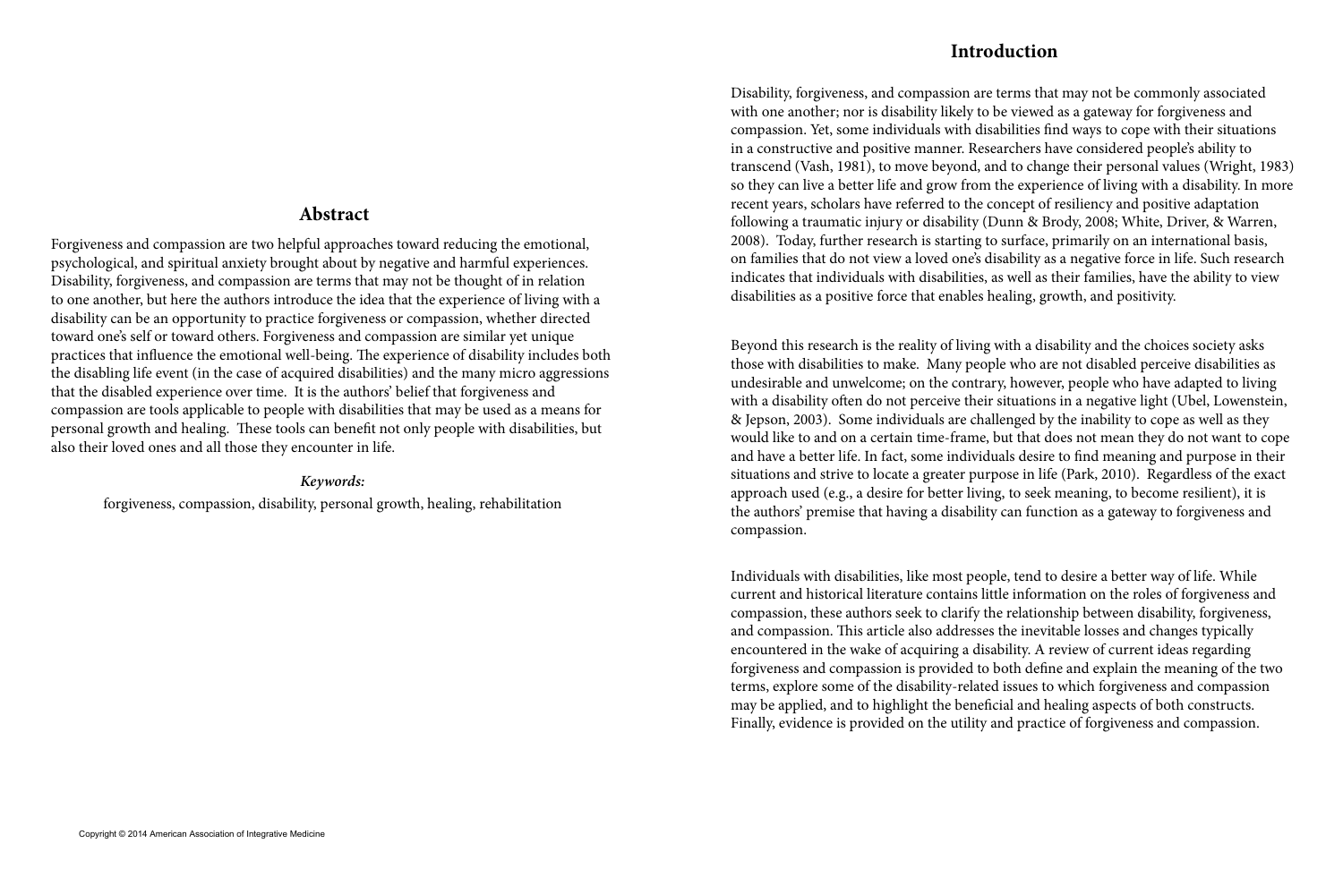## Abstract

Forgiveness and compassion are two helpful approaches toward reducing the emotional, psychological, and spiritual anxiety brought about by negative and harmful experiences. Disability, forgiveness, and compassion are terms that may not be thought of in relation to one another, but here the authors introduce the idea that the experience of living with a disability can be an opportunity to practice forgiveness or compassion, whether directed toward one's self or toward others. Forgiveness and compassion are similar yet unique practices that influence the emotional well-being. The experience of disability includes both the disabling life event (in the case of acquired disabilities) and the many micro aggressions that the disabled experience over time. It is the authors' belief that forgiveness and compassion are tools applicable to people with disabilities that may be used as a means for personal growth and healing. These tools can benefit not only people with disabilities, but also their loved ones and all those they encounter in life.

***Keywords:***

forgiveness, compassion, disability, personal growth, healing, rehabilitation

## Introduction

Disability, forgiveness, and compassion are terms that may not be commonly associated with one another; nor is disability likely to be viewed as a gateway for forgiveness and compassion. Yet, some individuals with disabilities find ways to cope with their situations in a constructive and positive manner. Researchers have considered people's ability to transcend (Vash, 1981), to move beyond, and to change their personal values (Wright, 1983) so they can live a better life and grow from the experience of living with a disability. In more recent years, scholars have referred to the concept of resiliency and positive adaptation following a traumatic injury or disability (Dunn & Brody, 2008; White, Driver, & Warren, 2008). Today, further research is starting to surface, primarily on an international basis, on families that do not view a loved one's disability as a negative force in life. Such research indicates that individuals with disabilities, as well as their families, have the ability to view disabilities as a positive force that enables healing, growth, and positivity.

Beyond this research is the reality of living with a disability and the choices society asks those with disabilities to make. Many people who are not disabled perceive disabilities as undesirable and unwelcome; on the contrary, however, people who have adapted to living with a disability often do not perceive their situations in a negative light (Ubel, Lowenstein, & Jepson, 2003). Some individuals are challenged by the inability to cope as well as they would like to and on a certain time-frame, but that does not mean they do not want to cope and have a better life. In fact, some individuals desire to find meaning and purpose in their situations and strive to locate a greater purpose in life (Park, 2010). Regardless of the exact approach used (e.g., a desire for better living, to seek meaning, to become resilient), it is the authors' premise that having a disability can function as a gateway to forgiveness and compassion.

Individuals with disabilities, like most people, tend to desire a better way of life. While current and historical literature contains little information on the roles of forgiveness and compassion, these authors seek to clarify the relationship between disability, forgiveness, and compassion. This article also addresses the inevitable losses and changes typically encountered in the wake of acquiring a disability. A review of current ideas regarding forgiveness and compassion is provided to both define and explain the meaning of the two terms, explore some of the disability-related issues to which forgiveness and compassion may be applied, and to highlight the beneficial and healing aspects of both constructs. Finally, evidence is provided on the utility and practice of forgiveness and compassion.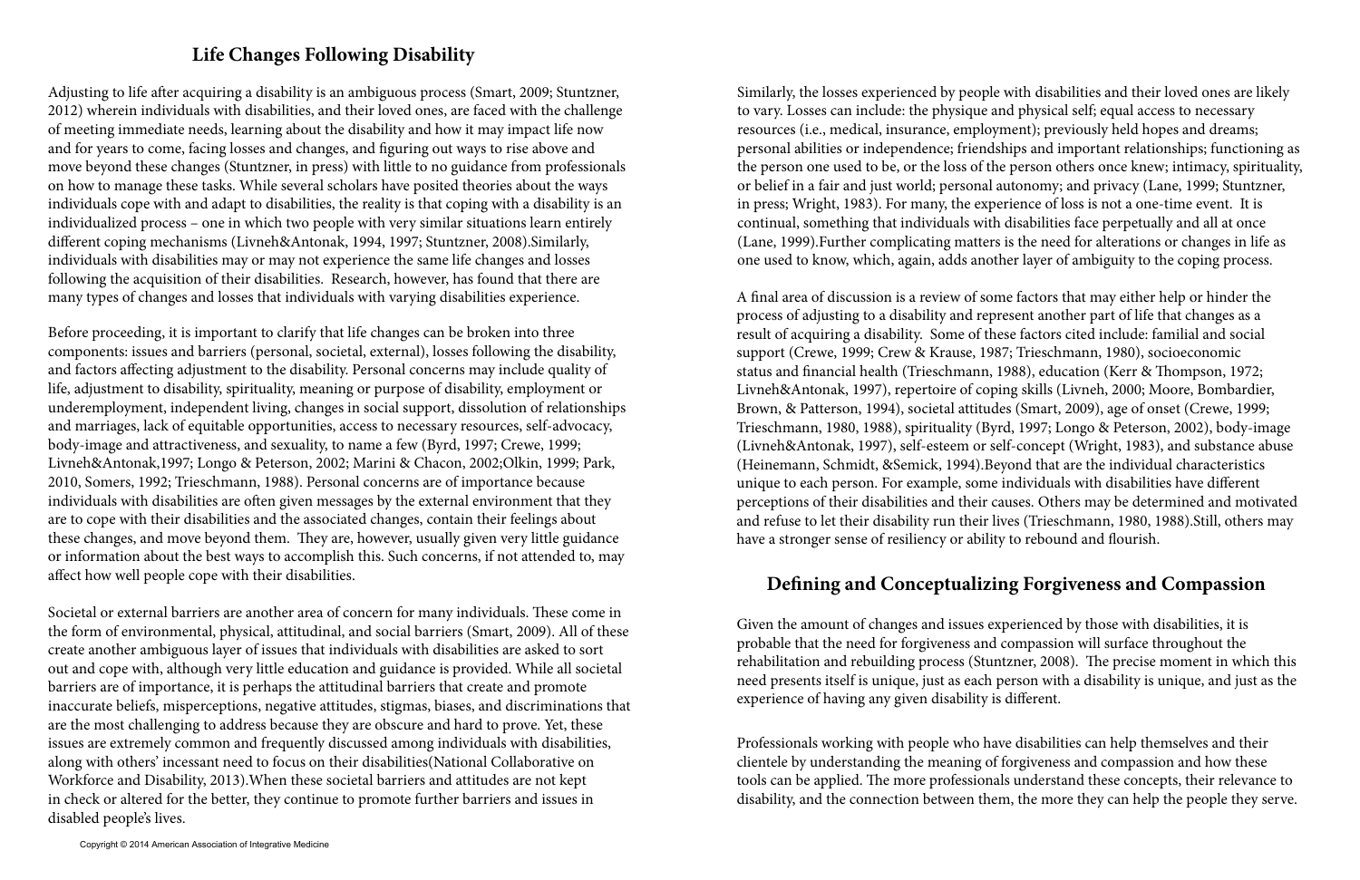## Life Changes Following Disability

Adjusting to life after acquiring a disability is an ambiguous process (Smart, 2009; Stuntzner, 2012) wherein individuals with disabilities, and their loved ones, are faced with the challenge of meeting immediate needs, learning about the disability and how it may impact life now and for years to come, facing losses and changes, and figuring out ways to rise above and move beyond these changes (Stuntzner, in press) with little to no guidance from professionals on how to manage these tasks. While several scholars have posited theories about the ways individuals cope with and adapt to disabilities, the reality is that coping with a disability is an individualized process – one in which two people with very similar situations learn entirely different coping mechanisms (Livneh&Antonak, 1994, 1997; Stuntzner, 2008).Similarly, individuals with disabilities may or may not experience the same life changes and losses following the acquisition of their disabilities. Research, however, has found that there are many types of changes and losses that individuals with varying disabilities experience.

Before proceeding, it is important to clarify that life changes can be broken into three components: issues and barriers (personal, societal, external), losses following the disability, and factors affecting adjustment to the disability. Personal concerns may include quality of life, adjustment to disability, spirituality, meaning or purpose of disability, employment or underemployment, independent living, changes in social support, dissolution of relationships and marriages, lack of equitable opportunities, access to necessary resources, self-advocacy, body-image and attractiveness, and sexuality, to name a few (Byrd, 1997; Crewe, 1999; Livneh&Antonak,1997; Longo & Peterson, 2002; Marini & Chacon, 2002;Olkin, 1999; Park, 2010, Somers, 1992; Trieschmann, 1988). Personal concerns are of importance because individuals with disabilities are often given messages by the external environment that they are to cope with their disabilities and the associated changes, contain their feelings about these changes, and move beyond them. They are, however, usually given very little guidance or information about the best ways to accomplish this. Such concerns, if not attended to, may affect how well people cope with their disabilities.

Societal or external barriers are another area of concern for many individuals. These come in the form of environmental, physical, attitudinal, and social barriers (Smart, 2009). All of these create another ambiguous layer of issues that individuals with disabilities are asked to sort out and cope with, although very little education and guidance is provided. While all societal barriers are of importance, it is perhaps the attitudinal barriers that create and promote inaccurate beliefs, misperceptions, negative attitudes, stigmas, biases, and discriminations that are the most challenging to address because they are obscure and hard to prove. Yet, these issues are extremely common and frequently discussed among individuals with disabilities, along with others' incessant need to focus on their disabilities(National Collaborative on Workforce and Disability, 2013).When these societal barriers and attitudes are not kept in check or altered for the better, they continue to promote further barriers and issues in disabled people's lives.

Similarly, the losses experienced by people with disabilities and their loved ones are likely to vary. Losses can include: the physique and physical self; equal access to necessary resources (i.e., medical, insurance, employment); previously held hopes and dreams; personal abilities or independence; friendships and important relationships; functioning as the person one used to be, or the loss of the person others once knew; intimacy, spirituality, or belief in a fair and just world; personal autonomy; and privacy (Lane, 1999; Stuntzner, in press; Wright, 1983). For many, the experience of loss is not a one-time event. It is continual, something that individuals with disabilities face perpetually and all at once (Lane, 1999).Further complicating matters is the need for alterations or changes in life as one used to know, which, again, adds another layer of ambiguity to the coping process.

A final area of discussion is a review of some factors that may either help or hinder the process of adjusting to a disability and represent another part of life that changes as a result of acquiring a disability. Some of these factors cited include: familial and social support (Crewe, 1999; Crew & Krause, 1987; Trieschmann, 1980), socioeconomic status and financial health (Trieschmann, 1988), education (Kerr & Thompson, 1972; Livneh&Antonak, 1997), repertoire of coping skills (Livneh, 2000; Moore, Bombardier, Brown, & Patterson, 1994), societal attitudes (Smart, 2009), age of onset (Crewe, 1999; Trieschmann, 1980, 1988), spirituality (Byrd, 1997; Longo & Peterson, 2002), body-image (Livneh&Antonak, 1997), self-esteem or self-concept (Wright, 1983), and substance abuse (Heinemann, Schmidt, &Semick, 1994).Beyond that are the individual characteristics unique to each person. For example, some individuals with disabilities have different perceptions of their disabilities and their causes. Others may be determined and motivated and refuse to let their disability run their lives (Trieschmann, 1980, 1988).Still, others may have a stronger sense of resiliency or ability to rebound and flourish.

## Defining and Conceptualizing Forgiveness and Compassion

Given the amount of changes and issues experienced by those with disabilities, it is probable that the need for forgiveness and compassion will surface throughout the rehabilitation and rebuilding process (Stuntzner, 2008). The precise moment in which this need presents itself is unique, just as each person with a disability is unique, and just as the experience of having any given disability is different.

Professionals working with people who have disabilities can help themselves and their clientele by understanding the meaning of forgiveness and compassion and how these tools can be applied. The more professionals understand these concepts, their relevance to disability, and the connection between them, the more they can help the people they serve.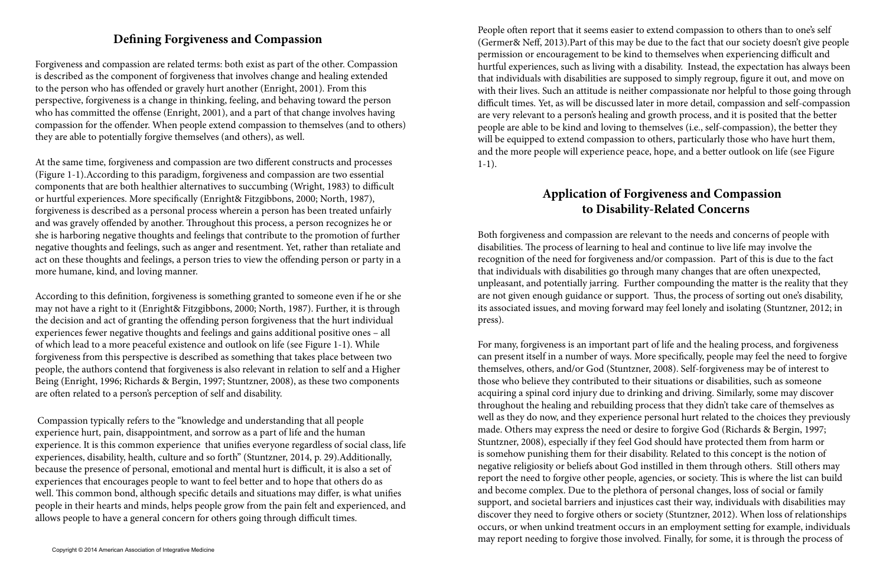## Defining Forgiveness and Compassion

Forgiveness and compassion are related terms: both exist as part of the other. Compassion is described as the component of forgiveness that involves change and healing extended to the person who has offended or gravely hurt another (Enright, 2001). From this perspective, forgiveness is a change in thinking, feeling, and behaving toward the person who has committed the offense (Enright, 2001), and a part of that change involves having compassion for the offender. When people extend compassion to themselves (and to others) they are able to potentially forgive themselves (and others), as well.

At the same time, forgiveness and compassion are two different constructs and processes (Figure 1-1).According to this paradigm, forgiveness and compassion are two essential components that are both healthier alternatives to succumbing (Wright, 1983) to difficult or hurtful experiences. More specifically (Enright& Fitzgibbons, 2000; North, 1987), forgiveness is described as a personal process wherein a person has been treated unfairly and was gravely offended by another. Throughout this process, a person recognizes he or she is harboring negative thoughts and feelings that contribute to the promotion of further negative thoughts and feelings, such as anger and resentment. Yet, rather than retaliate and act on these thoughts and feelings, a person tries to view the offending person or party in a more humane, kind, and loving manner.

According to this definition, forgiveness is something granted to someone even if he or she may not have a right to it (Enright& Fitzgibbons, 2000; North, 1987). Further, it is through the decision and act of granting the offending person forgiveness that the hurt individual experiences fewer negative thoughts and feelings and gains additional positive ones – all of which lead to a more peaceful existence and outlook on life (see Figure 1-1). While forgiveness from this perspective is described as something that takes place between two people, the authors contend that forgiveness is also relevant in relation to self and a Higher Being (Enright, 1996; Richards & Bergin, 1997; Stuntzner, 2008), as these two components are often related to a person's perception of self and disability.

Compassion typically refers to the "knowledge and understanding that all people experience hurt, pain, disappointment, and sorrow as a part of life and the human experience. It is this common experience that unifies everyone regardless of social class, life experiences, disability, health, culture and so forth" (Stuntzner, 2014, p. 29).Additionally, because the presence of personal, emotional and mental hurt is difficult, it is also a set of experiences that encourages people to want to feel better and to hope that others do as well. This common bond, although specific details and situations may differ, is what unifies people in their hearts and minds, helps people grow from the pain felt and experienced, and allows people to have a general concern for others going through difficult times.

People often report that it seems easier to extend compassion to others than to one's self (Germer& Neff, 2013).Part of this may be due to the fact that our society doesn't give people permission or encouragement to be kind to themselves when experiencing difficult and hurtful experiences, such as living with a disability. Instead, the expectation has always been that individuals with disabilities are supposed to simply regroup, figure it out, and move on with their lives. Such an attitude is neither compassionate nor helpful to those going through difficult times. Yet, as will be discussed later in more detail, compassion and self-compassion are very relevant to a person's healing and growth process, and it is posited that the better people are able to be kind and loving to themselves (i.e., self-compassion), the better they will be equipped to extend compassion to others, particularly those who have hurt them, and the more people will experience peace, hope, and a better outlook on life (see Figure 1-1).

## Application of Forgiveness and Compassion to Disability-Related Concerns

Both forgiveness and compassion are relevant to the needs and concerns of people with disabilities. The process of learning to heal and continue to live life may involve the recognition of the need for forgiveness and/or compassion. Part of this is due to the fact that individuals with disabilities go through many changes that are often unexpected, unpleasant, and potentially jarring. Further compounding the matter is the reality that they are not given enough guidance or support. Thus, the process of sorting out one's disability, its associated issues, and moving forward may feel lonely and isolating (Stuntzner, 2012; in press).

For many, forgiveness is an important part of life and the healing process, and forgiveness can present itself in a number of ways. More specifically, people may feel the need to forgive themselves, others, and/or God (Stuntzner, 2008). Self-forgiveness may be of interest to those who believe they contributed to their situations or disabilities, such as someone acquiring a spinal cord injury due to drinking and driving. Similarly, some may discover throughout the healing and rebuilding process that they didn't take care of themselves as well as they do now, and they experience personal hurt related to the choices they previously made. Others may express the need or desire to forgive God (Richards & Bergin, 1997; Stuntzner, 2008), especially if they feel God should have protected them from harm or is somehow punishing them for their disability. Related to this concept is the notion of negative religiosity or beliefs about God instilled in them through others. Still others may report the need to forgive other people, agencies, or society. This is where the list can build and become complex. Due to the plethora of personal changes, loss of social or family support, and societal barriers and injustices cast their way, individuals with disabilities may discover they need to forgive others or society (Stuntzner, 2012). When loss of relationships occurs, or when unkind treatment occurs in an employment setting for example, individuals may report needing to forgive those involved. Finally, for some, it is through the process of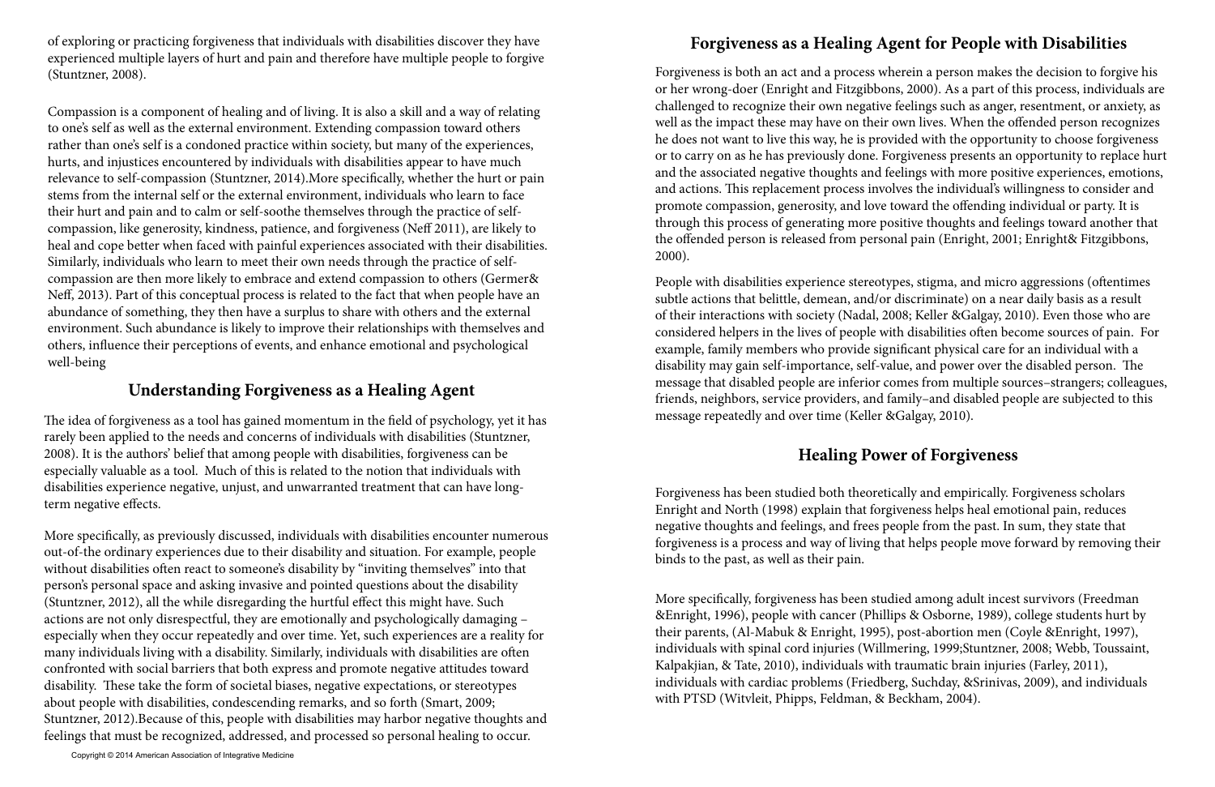of exploring or practicing forgiveness that individuals with disabilities discover they have experienced multiple layers of hurt and pain and therefore have multiple people to forgive (Stuntzner, 2008).

Compassion is a component of healing and of living. It is also a skill and a way of relating to one's self as well as the external environment. Extending compassion toward others rather than one's self is a condoned practice within society, but many of the experiences, hurts, and injustices encountered by individuals with disabilities appear to have much relevance to self-compassion (Stuntzner, 2014).More specifically, whether the hurt or pain stems from the internal self or the external environment, individuals who learn to face their hurt and pain and to calm or self-soothe themselves through the practice of self-compassion, like generosity, kindness, patience, and forgiveness (Neff 2011), are likely to heal and cope better when faced with painful experiences associated with their disabilities. Similarly, individuals who learn to meet their own needs through the practice of self-compassion are then more likely to embrace and extend compassion to others (Germer& Neff, 2013). Part of this conceptual process is related to the fact that when people have an abundance of something, they then have a surplus to share with others and the external environment. Such abundance is likely to improve their relationships with themselves and others, influence their perceptions of events, and enhance emotional and psychological well-being

## Understanding Forgiveness as a Healing Agent

The idea of forgiveness as a tool has gained momentum in the field of psychology, yet it has rarely been applied to the needs and concerns of individuals with disabilities (Stuntzner, 2008). It is the authors' belief that among people with disabilities, forgiveness can be especially valuable as a tool. Much of this is related to the notion that individuals with disabilities experience negative, unjust, and unwarranted treatment that can have long-term negative effects.

More specifically, as previously discussed, individuals with disabilities encounter numerous out-of-the ordinary experiences due to their disability and situation. For example, people without disabilities often react to someone's disability by "inviting themselves" into that person's personal space and asking invasive and pointed questions about the disability (Stuntzner, 2012), all the while disregarding the hurtful effect this might have. Such actions are not only disrespectful, they are emotionally and psychologically damaging – especially when they occur repeatedly and over time. Yet, such experiences are a reality for many individuals living with a disability. Similarly, individuals with disabilities are often confronted with social barriers that both express and promote negative attitudes toward disability. These take the form of societal biases, negative expectations, or stereotypes about people with disabilities, condescending remarks, and so forth (Smart, 2009; Stuntzner, 2012).Because of this, people with disabilities may harbor negative thoughts and feelings that must be recognized, addressed, and processed so personal healing to occur.

## Forgiveness as a Healing Agent for People with Disabilities

Forgiveness is both an act and a process wherein a person makes the decision to forgive his or her wrong-doer (Enright and Fitzgibbons, 2000). As a part of this process, individuals are challenged to recognize their own negative feelings such as anger, resentment, or anxiety, as well as the impact these may have on their own lives. When the offended person recognizes he does not want to live this way, he is provided with the opportunity to choose forgiveness or to carry on as he has previously done. Forgiveness presents an opportunity to replace hurt and the associated negative thoughts and feelings with more positive experiences, emotions, and actions. This replacement process involves the individual's willingness to consider and promote compassion, generosity, and love toward the offending individual or party. It is through this process of generating more positive thoughts and feelings toward another that the offended person is released from personal pain (Enright, 2001; Enright& Fitzgibbons, 2000).

People with disabilities experience stereotypes, stigma, and micro aggressions (oftentimes subtle actions that belittle, demean, and/or discriminate) on a near daily basis as a result of their interactions with society (Nadal, 2008; Keller &Galgay, 2010). Even those who are considered helpers in the lives of people with disabilities often become sources of pain. For example, family members who provide significant physical care for an individual with a disability may gain self-importance, self-value, and power over the disabled person. The message that disabled people are inferior comes from multiple sources–strangers; colleagues, friends, neighbors, service providers, and family–and disabled people are subjected to this message repeatedly and over time (Keller &Galgay, 2010).

## Healing Power of Forgiveness

Forgiveness has been studied both theoretically and empirically. Forgiveness scholars Enright and North (1998) explain that forgiveness helps heal emotional pain, reduces negative thoughts and feelings, and frees people from the past. In sum, they state that forgiveness is a process and way of living that helps people move forward by removing their binds to the past, as well as their pain.

More specifically, forgiveness has been studied among adult incest survivors (Freedman &Enright, 1996), people with cancer (Phillips & Osborne, 1989), college students hurt by their parents, (Al-Mabuk & Enright, 1995), post-abortion men (Coyle &Enright, 1997), individuals with spinal cord injuries (Willmering, 1999;Stuntzner, 2008; Webb, Toussaint, Kalpakjian, & Tate, 2010), individuals with traumatic brain injuries (Farley, 2011), individuals with cardiac problems (Friedberg, Suchday, &Srinivas, 2009), and individuals with PTSD (Witvleit, Phipps, Feldman, & Beckham, 2004).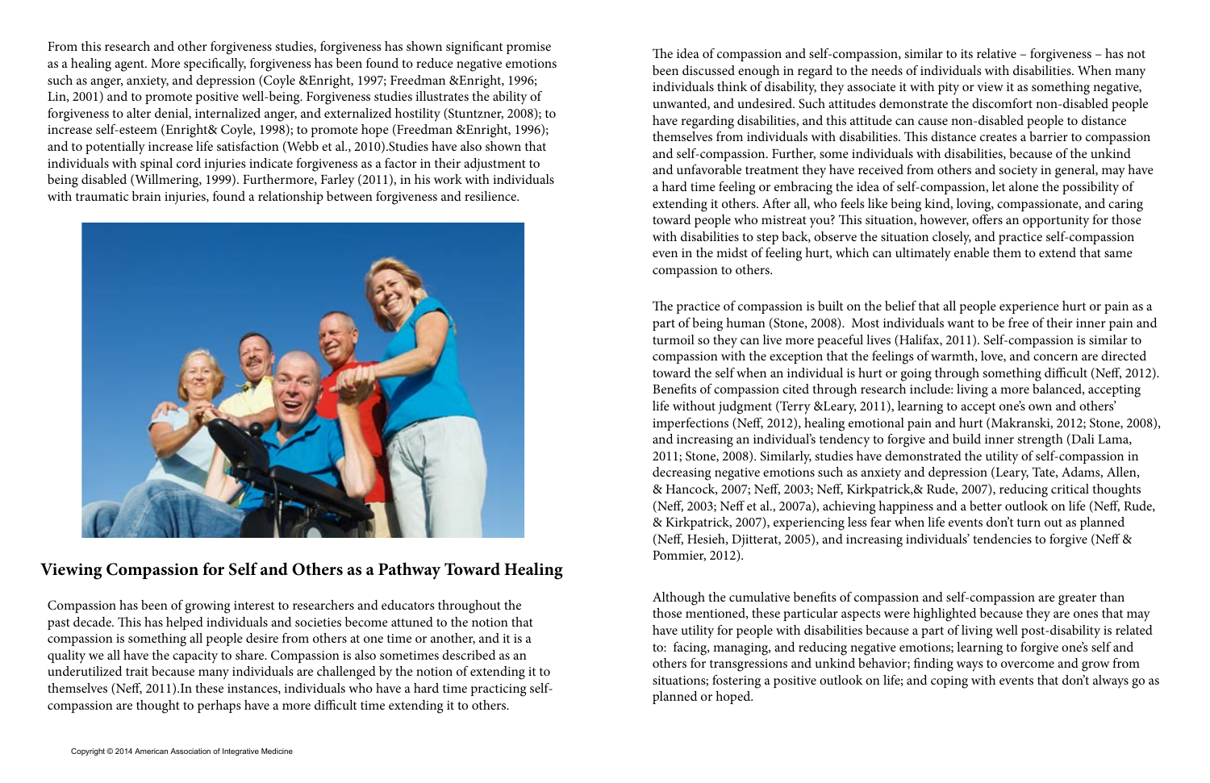From this research and other forgiveness studies, forgiveness has shown significant promise as a healing agent. More specifically, forgiveness has been found to reduce negative emotions such as anger, anxiety, and depression (Coyle &Enright, 1997; Freedman &Enright, 1996; Lin, 2001) and to promote positive well-being. Forgiveness studies illustrates the ability of forgiveness to alter denial, internalized anger, and externalized hostility (Stuntzner, 2008); to increase self-esteem (Enright& Coyle, 1998); to promote hope (Freedman &Enright, 1996); and to potentially increase life satisfaction (Webb et al., 2010).Studies have also shown that individuals with spinal cord injuries indicate forgiveness as a factor in their adjustment to being disabled (Willmering, 1999). Furthermore, Farley (2011), in his work with individuals with traumatic brain injuries, found a relationship between forgiveness and resilience.

## Viewing Compassion for Self and Others as a Pathway Toward Healing

Compassion has been of growing interest to researchers and educators throughout the past decade. This has helped individuals and societies become attuned to the notion that compassion is something all people desire from others at one time or another, and it is a quality we all have the capacity to share. Compassion is also sometimes described as an underutilized trait because many individuals are challenged by the notion of extending it to themselves (Neff, 2011).In these instances, individuals who have a hard time practicing self-compassion are thought to perhaps have a more difficult time extending it to others.

The idea of compassion and self-compassion, similar to its relative – forgiveness – has not been discussed enough in regard to the needs of individuals with disabilities. When many individuals think of disability, they associate it with pity or view it as something negative, unwanted, and undesired. Such attitudes demonstrate the discomfort non-disabled people have regarding disabilities, and this attitude can cause non-disabled people to distance themselves from individuals with disabilities. This distance creates a barrier to compassion and self-compassion. Further, some individuals with disabilities, because of the unkind and unfavorable treatment they have received from others and society in general, may have a hard time feeling or embracing the idea of self-compassion, let alone the possibility of extending it others. After all, who feels like being kind, loving, compassionate, and caring toward people who mistreat you? This situation, however, offers an opportunity for those with disabilities to step back, observe the situation closely, and practice self-compassion even in the midst of feeling hurt, which can ultimately enable them to extend that same compassion to others.

The practice of compassion is built on the belief that all people experience hurt or pain as a part of being human (Stone, 2008). Most individuals want to be free of their inner pain and turmoil so they can live more peaceful lives (Halifax, 2011). Self-compassion is similar to compassion with the exception that the feelings of warmth, love, and concern are directed toward the self when an individual is hurt or going through something difficult (Neff, 2012). Benefits of compassion cited through research include: living a more balanced, accepting life without judgment (Terry &Leary, 2011), learning to accept one's own and others' imperfections (Neff, 2012), healing emotional pain and hurt (Makranski, 2012; Stone, 2008), and increasing an individual's tendency to forgive and build inner strength (Dali Lama, 2011; Stone, 2008). Similarly, studies have demonstrated the utility of self-compassion in decreasing negative emotions such as anxiety and depression (Leary, Tate, Adams, Allen, & Hancock, 2007; Neff, 2003; Neff, Kirkpatrick,& Rude, 2007), reducing critical thoughts (Neff, 2003; Neff et al., 2007a), achieving happiness and a better outlook on life (Neff, Rude, & Kirkpatrick, 2007), experiencing less fear when life events don't turn out as planned (Neff, Hesieh, Djitterat, 2005), and increasing individuals' tendencies to forgive (Neff & Pommier, 2012).

Although the cumulative benefits of compassion and self-compassion are greater than those mentioned, these particular aspects were highlighted because they are ones that may have utility for people with disabilities because a part of living well post-disability is related to: facing, managing, and reducing negative emotions; learning to forgive one's self and others for transgressions and unkind behavior; finding ways to overcome and grow from situations; fostering a positive outlook on life; and coping with events that don't always go as planned or hoped.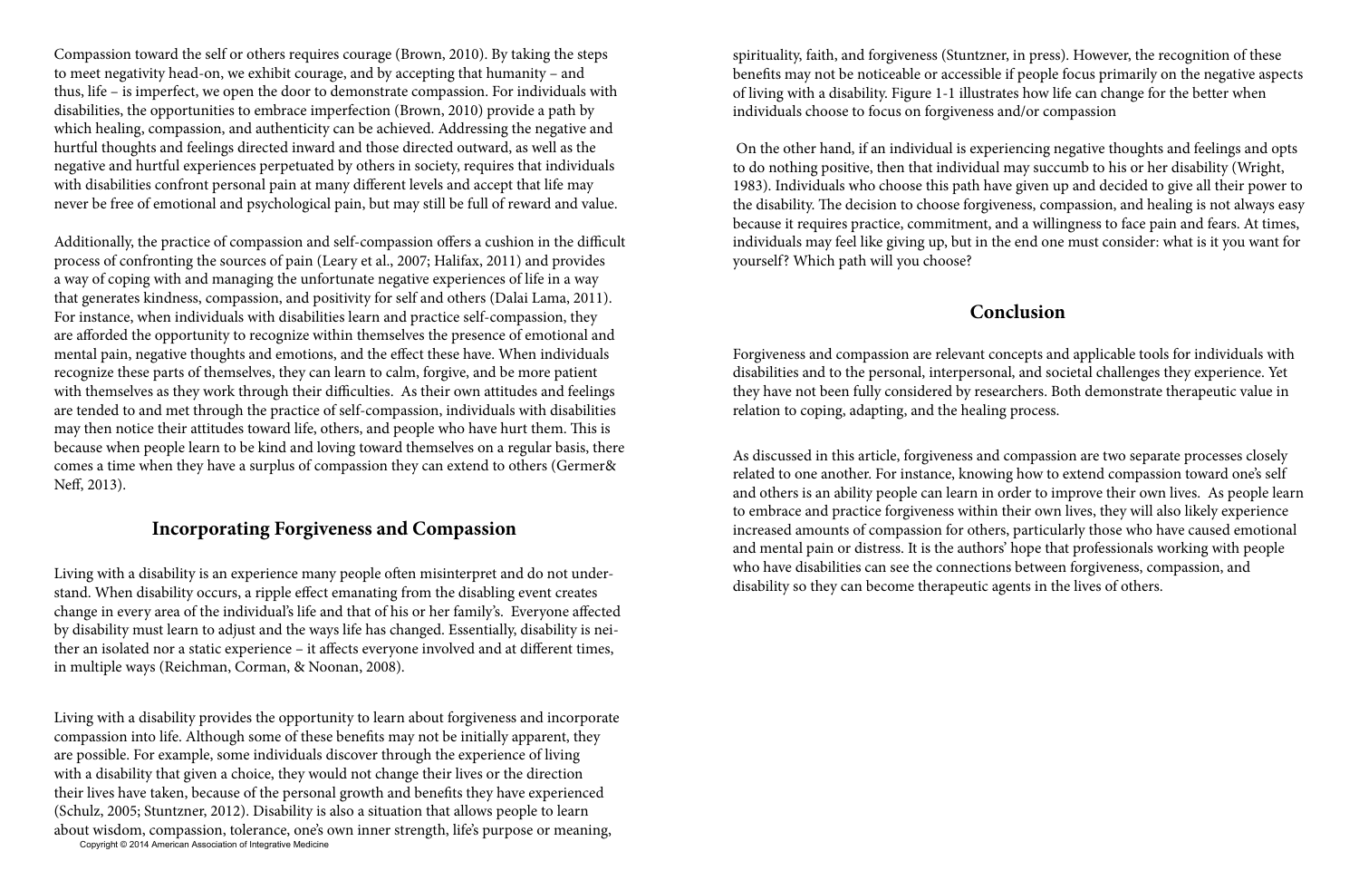Compassion toward the self or others requires courage (Brown, 2010). By taking the steps to meet negativity head-on, we exhibit courage, and by accepting that humanity – and thus, life – is imperfect, we open the door to demonstrate compassion. For individuals with disabilities, the opportunities to embrace imperfection (Brown, 2010) provide a path by which healing, compassion, and authenticity can be achieved. Addressing the negative and hurtful thoughts and feelings directed inward and those directed outward, as well as the negative and hurtful experiences perpetuated by others in society, requires that individuals with disabilities confront personal pain at many different levels and accept that life may never be free of emotional and psychological pain, but may still be full of reward and value.

Additionally, the practice of compassion and self-compassion offers a cushion in the difficult process of confronting the sources of pain (Leary et al., 2007; Halifax, 2011) and provides a way of coping with and managing the unfortunate negative experiences of life in a way that generates kindness, compassion, and positivity for self and others (Dalai Lama, 2011). For instance, when individuals with disabilities learn and practice self-compassion, they are afforded the opportunity to recognize within themselves the presence of emotional and mental pain, negative thoughts and emotions, and the effect these have. When individuals recognize these parts of themselves, they can learn to calm, forgive, and be more patient with themselves as they work through their difficulties. As their own attitudes and feelings are tended to and met through the practice of self-compassion, individuals with disabilities may then notice their attitudes toward life, others, and people who have hurt them. This is because when people learn to be kind and loving toward themselves on a regular basis, there comes a time when they have a surplus of compassion they can extend to others (Germer& Neff, 2013).

## Incorporating Forgiveness and Compassion

Living with a disability is an experience many people often misinterpret and do not understand. When disability occurs, a ripple effect emanating from the disabling event creates change in every area of the individual's life and that of his or her family's. Everyone affected by disability must learn to adjust and the ways life has changed. Essentially, disability is neither an isolated nor a static experience – it affects everyone involved and at different times, in multiple ways (Reichman, Corman, & Noonan, 2008).

Living with a disability provides the opportunity to learn about forgiveness and incorporate compassion into life. Although some of these benefits may not be initially apparent, they are possible. For example, some individuals discover through the experience of living with a disability that given a choice, they would not change their lives or the direction their lives have taken, because of the personal growth and benefits they have experienced (Schulz, 2005; Stuntzner, 2012). Disability is also a situation that allows people to learn about wisdom, compassion, tolerance, one's own inner strength, life's purpose or meaning, spirituality, faith, and forgiveness (Stuntzner, in press). However, the recognition of these benefits may not be noticeable or accessible if people focus primarily on the negative aspects of living with a disability. Figure 1-1 illustrates how life can change for the better when individuals choose to focus on forgiveness and/or compassion

On the other hand, if an individual is experiencing negative thoughts and feelings and opts to do nothing positive, then that individual may succumb to his or her disability (Wright, 1983). Individuals who choose this path have given up and decided to give all their power to the disability. The decision to choose forgiveness, compassion, and healing is not always easy because it requires practice, commitment, and a willingness to face pain and fears. At times, individuals may feel like giving up, but in the end one must consider: what is it you want for yourself? Which path will you choose?

## Conclusion

Forgiveness and compassion are relevant concepts and applicable tools for individuals with disabilities and to the personal, interpersonal, and societal challenges they experience. Yet they have not been fully considered by researchers. Both demonstrate therapeutic value in relation to coping, adapting, and the healing process.

As discussed in this article, forgiveness and compassion are two separate processes closely related to one another. For instance, knowing how to extend compassion toward one's self and others is an ability people can learn in order to improve their own lives. As people learn to embrace and practice forgiveness within their own lives, they will also likely experience increased amounts of compassion for others, particularly those who have caused emotional and mental pain or distress. It is the authors' hope that professionals working with people who have disabilities can see the connections between forgiveness, compassion, and disability so they can become therapeutic agents in the lives of others.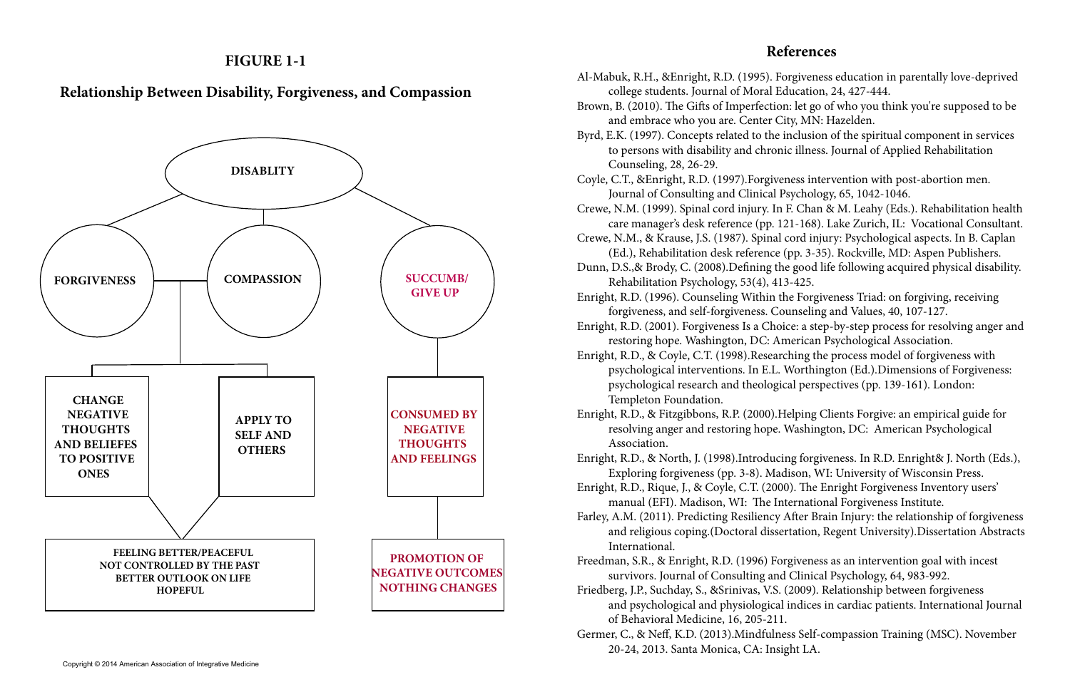## FIGURE 1-1

### Relationship Between Disability, Forgiveness, and Compassion

DISABLITY

FORGIVENESS

COMPASSION

SUCCUMB/ GIVE UP

CHANGE NEGATIVE THOUGHTS AND BELIEFES TO POSITIVE ONES

APPLY TO SELF AND OTHERS

CONSUMED BY NEGATIVE THOUGHTS AND FEELINGS

FEELING BETTER/PEACEFUL
NOT CONTROLLED BY THE PAST
BETTER OUTLOOK ON LIFE
HOPEFUL

PROMOTION OF NEGATIVE OUTCOMES
NOTHING CHANGES

## References

Al-Mabuk, R.H., &Enright, R.D. (1995). Forgiveness education in parentally love-deprived college students. Journal of Moral Education, 24, 427-444.

Brown, B. (2010). The Gifts of Imperfection: let go of who you think you're supposed to be and embrace who you are. Center City, MN: Hazelden.

Byrd, E.K. (1997). Concepts related to the inclusion of the spiritual component in services to persons with disability and chronic illness. Journal of Applied Rehabilitation Counseling, 28, 26-29.

Coyle, C.T., &Enright, R.D. (1997).Forgiveness intervention with post-abortion men. Journal of Consulting and Clinical Psychology, 65, 1042-1046.

Crewe, N.M. (1999). Spinal cord injury. In F. Chan & M. Leahy (Eds.). Rehabilitation health care manager's desk reference (pp. 121-168). Lake Zurich, IL: Vocational Consultant.

Crewe, N.M., & Krause, J.S. (1987). Spinal cord injury: Psychological aspects. In B. Caplan (Ed.), Rehabilitation desk reference (pp. 3-35). Rockville, MD: Aspen Publishers.

Dunn, D.S.,& Brody, C. (2008).Defining the good life following acquired physical disability. Rehabilitation Psychology, 53(4), 413-425.

Enright, R.D. (1996). Counseling Within the Forgiveness Triad: on forgiving, receiving forgiveness, and self-forgiveness. Counseling and Values, 40, 107-127.

Enright, R.D. (2001). Forgiveness Is a Choice: a step-by-step process for resolving anger and restoring hope. Washington, DC: American Psychological Association.

Enright, R.D., & Coyle, C.T. (1998).Researching the process model of forgiveness with psychological interventions. In E.L. Worthington (Ed.).Dimensions of Forgiveness: psychological research and theological perspectives (pp. 139-161). London: Templeton Foundation.

Enright, R.D., & Fitzgibbons, R.P. (2000).Helping Clients Forgive: an empirical guide for resolving anger and restoring hope. Washington, DC: American Psychological Association.

Enright, R.D., & North, J. (1998).Introducing forgiveness. In R.D. Enright& J. North (Eds.), Exploring forgiveness (pp. 3-8). Madison, WI: University of Wisconsin Press.

Enright, R.D., Rique, J., & Coyle, C.T. (2000). The Enright Forgiveness Inventory users' manual (EFI). Madison, WI: The International Forgiveness Institute.

Farley, A.M. (2011). Predicting Resiliency After Brain Injury: the relationship of forgiveness and religious coping.(Doctoral dissertation, Regent University).Dissertation Abstracts International.

Freedman, S.R., & Enright, R.D. (1996) Forgiveness as an intervention goal with incest survivors. Journal of Consulting and Clinical Psychology, 64, 983-992.

Friedberg, J.P., Suchday, S., &Srinivas, V.S. (2009). Relationship between forgiveness and psychological and physiological indices in cardiac patients. International Journal of Behavioral Medicine, 16, 205-211.

Germer, C., & Neff, K.D. (2013).Mindfulness Self-compassion Training (MSC). November 20-24, 2013. Santa Monica, CA: Insight LA.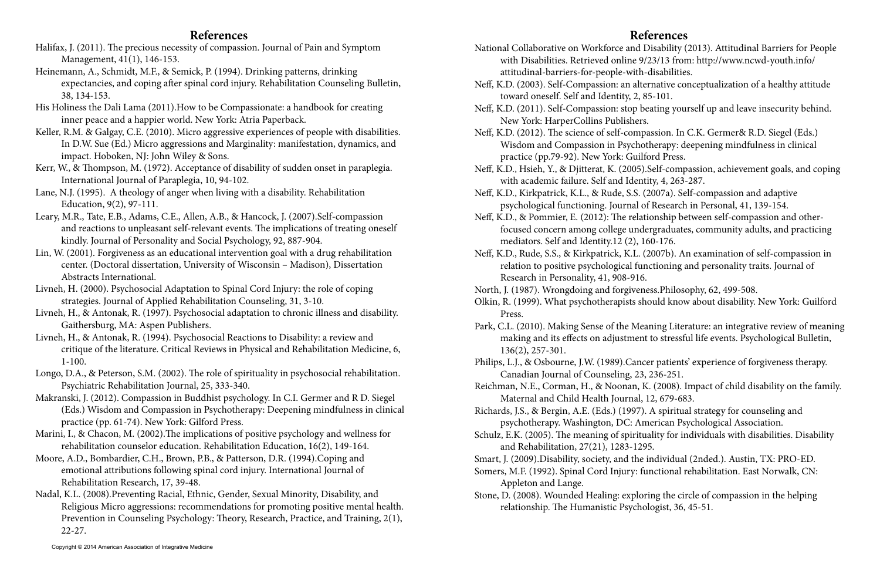# References

Halifax, J. (2011). The precious necessity of compassion. Journal of Pain and Symptom Management, 41(1), 146-153.

Heinemann, A., Schmidt, M.F., & Semick, P. (1994). Drinking patterns, drinking expectancies, and coping after spinal cord injury. Rehabilitation Counseling Bulletin, 38, 134-153.

His Holiness the Dali Lama (2011).How to be Compassionate: a handbook for creating inner peace and a happier world. New York: Atria Paperback.

Keller, R.M. & Galgay, C.E. (2010). Micro aggressive experiences of people with disabilities. In D.W. Sue (Ed.) Micro aggressions and Marginality: manifestation, dynamics, and impact. Hoboken, NJ: John Wiley & Sons.

Kerr, W., & Thompson, M. (1972). Acceptance of disability of sudden onset in paraplegia. International Journal of Paraplegia, 10, 94-102.

Lane, N.J. (1995). A theology of anger when living with a disability. Rehabilitation Education, 9(2), 97-111.

Leary, M.R., Tate, E.B., Adams, C.E., Allen, A.B., & Hancock, J. (2007).Self-compassion and reactions to unpleasant self-relevant events. The implications of treating oneself kindly. Journal of Personality and Social Psychology, 92, 887-904.

Lin, W. (2001). Forgiveness as an educational intervention goal with a drug rehabilitation center. (Doctoral dissertation, University of Wisconsin – Madison), Dissertation Abstracts International.

Livneh, H. (2000). Psychosocial Adaptation to Spinal Cord Injury: the role of coping strategies. Journal of Applied Rehabilitation Counseling, 31, 3-10.

Livneh, H., & Antonak, R. (1997). Psychosocial adaptation to chronic illness and disability. Gaithersburg, MA: Aspen Publishers.

Livneh, H., & Antonak, R. (1994). Psychosocial Reactions to Disability: a review and critique of the literature. Critical Reviews in Physical and Rehabilitation Medicine, 6, 1-100.

Longo, D.A., & Peterson, S.M. (2002). The role of spirituality in psychosocial rehabilitation. Psychiatric Rehabilitation Journal, 25, 333-340.

Makranski, J. (2012). Compassion in Buddhist psychology. In C.I. Germer and R D. Siegel (Eds.) Wisdom and Compassion in Psychotherapy: Deepening mindfulness in clinical practice (pp. 61-74). New York: Gilford Press.

Marini, I., & Chacon, M. (2002).The implications of positive psychology and wellness for rehabilitation counselor education. Rehabilitation Education, 16(2), 149-164.

Moore, A.D., Bombardier, C.H., Brown, P.B., & Patterson, D.R. (1994).Coping and emotional attributions following spinal cord injury. International Journal of Rehabilitation Research, 17, 39-48.

Nadal, K.L. (2008).Preventing Racial, Ethnic, Gender, Sexual Minority, Disability, and Religious Micro aggressions: recommendations for promoting positive mental health. Prevention in Counseling Psychology: Theory, Research, Practice, and Training, 2(1), 22-27.

# References

National Collaborative on Workforce and Disability (2013). Attitudinal Barriers for People with Disabilities. Retrieved online 9/23/13 from: http://www.ncwd-youth.info/attitudinal-barriers-for-people-with-disabilities.

Neff, K.D. (2003). Self-Compassion: an alternative conceptualization of a healthy attitude toward oneself. Self and Identity, 2, 85-101.

Neff, K.D. (2011). Self-Compassion: stop beating yourself up and leave insecurity behind. New York: HarperCollins Publishers.

Neff, K.D. (2012). The science of self-compassion. In C.K. Germer& R.D. Siegel (Eds.) Wisdom and Compassion in Psychotherapy: deepening mindfulness in clinical practice (pp.79-92). New York: Guilford Press.

Neff, K.D., Hsieh, Y., & Djitterat, K. (2005).Self-compassion, achievement goals, and coping with academic failure. Self and Identity, 4, 263-287.

Neff, K.D., Kirkpatrick, K.L., & Rude, S.S. (2007a). Self-compassion and adaptive psychological functioning. Journal of Research in Personal, 41, 139-154.

Neff, K.D., & Pommier, E. (2012): The relationship between self-compassion and other-focused concern among college undergraduates, community adults, and practicing mediators. Self and Identity.12 (2), 160-176.

Neff, K.D., Rude, S.S., & Kirkpatrick, K.L. (2007b). An examination of self-compassion in relation to positive psychological functioning and personality traits. Journal of Research in Personality, 41, 908-916.

North, J. (1987). Wrongdoing and forgiveness.Philosophy, 62, 499-508.

Olkin, R. (1999). What psychotherapists should know about disability. New York: Guilford Press.

Park, C.L. (2010). Making Sense of the Meaning Literature: an integrative review of meaning making and its effects on adjustment to stressful life events. Psychological Bulletin, 136(2), 257-301.

Philips, L.J., & Osbourne, J.W. (1989).Cancer patients' experience of forgiveness therapy. Canadian Journal of Counseling, 23, 236-251.

Reichman, N.E., Corman, H., & Noonan, K. (2008). Impact of child disability on the family. Maternal and Child Health Journal, 12, 679-683.

Richards, J.S., & Bergin, A.E. (Eds.) (1997). A spiritual strategy for counseling and psychotherapy. Washington, DC: American Psychological Association.

Schulz, E.K. (2005). The meaning of spirituality for individuals with disabilities. Disability and Rehabilitation, 27(21), 1283-1295.

Smart, J. (2009).Disability, society, and the individual (2nded.). Austin, TX: PRO-ED.

Somers, M.F. (1992). Spinal Cord Injury: functional rehabilitation. East Norwalk, CN: Appleton and Lange.

Stone, D. (2008). Wounded Healing: exploring the circle of compassion in the helping relationship. The Humanistic Psychologist, 36, 45-51.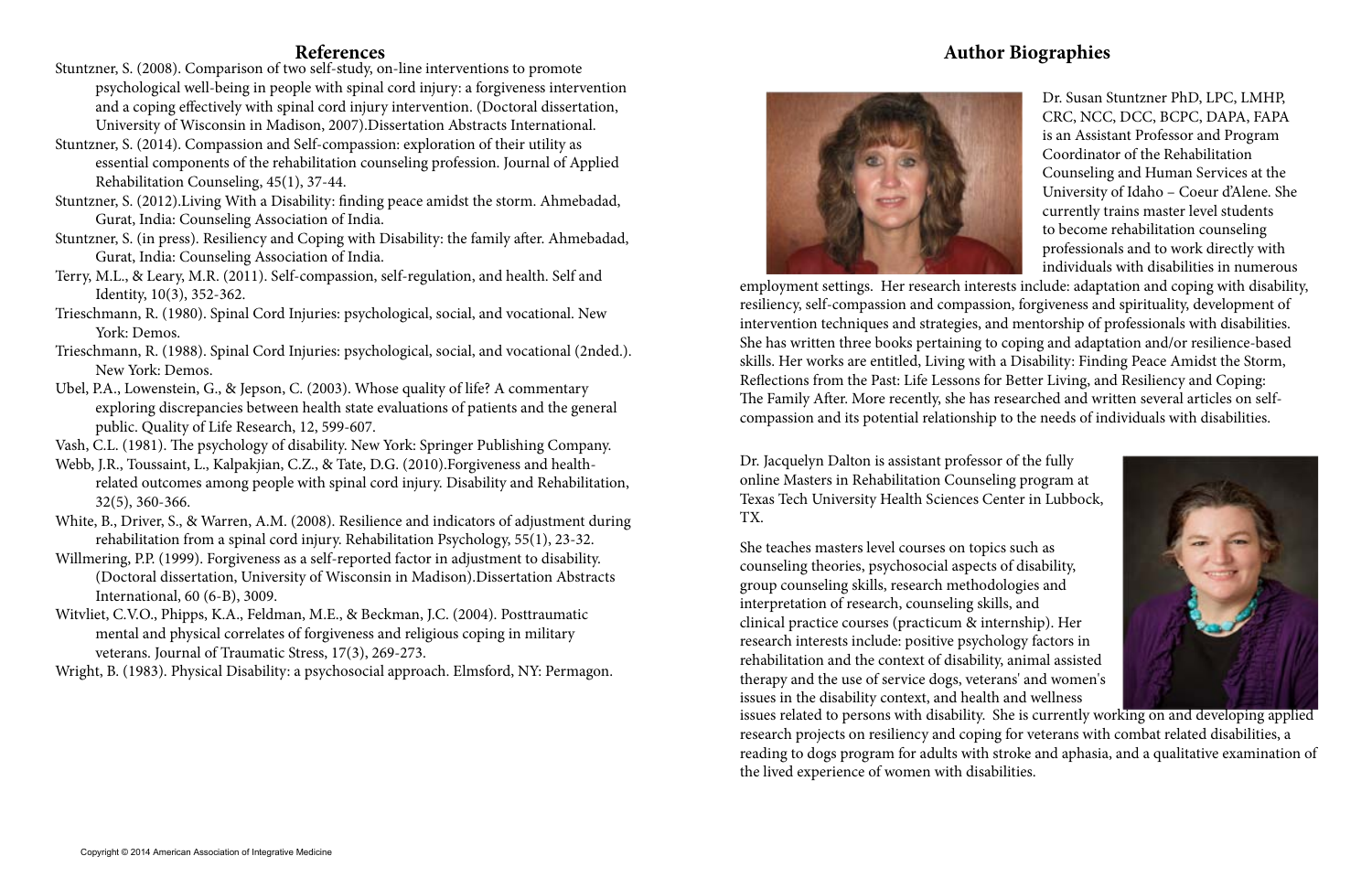## References

Stuntzner, S. (2008). Comparison of two self-study, on-line interventions to promote psychological well-being in people with spinal cord injury: a forgiveness intervention and a coping effectively with spinal cord injury intervention. (Doctoral dissertation, University of Wisconsin in Madison, 2007).Dissertation Abstracts International.

Stuntzner, S. (2014). Compassion and Self-compassion: exploration of their utility as essential components of the rehabilitation counseling profession. Journal of Applied Rehabilitation Counseling, 45(1), 37-44.

Stuntzner, S. (2012).Living With a Disability: finding peace amidst the storm. Ahmebadad, Gurat, India: Counseling Association of India.

Stuntzner, S. (in press). Resiliency and Coping with Disability: the family after. Ahmebadad, Gurat, India: Counseling Association of India.

Terry, M.L., & Leary, M.R. (2011). Self-compassion, self-regulation, and health. Self and Identity, 10(3), 352-362.

Trieschmann, R. (1980). Spinal Cord Injuries: psychological, social, and vocational. New York: Demos.

Trieschmann, R. (1988). Spinal Cord Injuries: psychological, social, and vocational (2nded.). New York: Demos.

Ubel, P.A., Lowenstein, G., & Jepson, C. (2003). Whose quality of life? A commentary exploring discrepancies between health state evaluations of patients and the general public. Quality of Life Research, 12, 599-607.

Vash, C.L. (1981). The psychology of disability. New York: Springer Publishing Company.

Webb, J.R., Toussaint, L., Kalpakjian, C.Z., & Tate, D.G. (2010).Forgiveness and health-related outcomes among people with spinal cord injury. Disability and Rehabilitation, 32(5), 360-366.

White, B., Driver, S., & Warren, A.M. (2008). Resilience and indicators of adjustment during rehabilitation from a spinal cord injury. Rehabilitation Psychology, 55(1), 23-32.

Willmering, P.P. (1999). Forgiveness as a self-reported factor in adjustment to disability. (Doctoral dissertation, University of Wisconsin in Madison).Dissertation Abstracts International, 60 (6-B), 3009.

Witvliet, C.V.O., Phipps, K.A., Feldman, M.E., & Beckman, J.C. (2004). Posttraumatic mental and physical correlates of forgiveness and religious coping in military veterans. Journal of Traumatic Stress, 17(3), 269-273.

Wright, B. (1983). Physical Disability: a psychosocial approach. Elmsford, NY: Permagon.

## Author Biographies

Dr. Susan Stuntzner PhD, LPC, LMHP, CRC, NCC, DCC, BCPC, DAPA, FAPA is an Assistant Professor and Program Coordinator of the Rehabilitation Counseling and Human Services at the University of Idaho – Coeur d'Alene. She currently trains master level students to become rehabilitation counseling professionals and to work directly with individuals with disabilities in numerous employment settings. Her research interests include: adaptation and coping with disability, resiliency, self-compassion and compassion, forgiveness and spirituality, development of intervention techniques and strategies, and mentorship of professionals with disabilities. She has written three books pertaining to coping and adaptation and/or resilience-based skills. Her works are entitled, Living with a Disability: Finding Peace Amidst the Storm, Reflections from the Past: Life Lessons for Better Living, and Resiliency and Coping: The Family After. More recently, she has researched and written several articles on self-compassion and its potential relationship to the needs of individuals with disabilities.

Dr. Jacquelyn Dalton is assistant professor of the fully online Masters in Rehabilitation Counseling program at Texas Tech University Health Sciences Center in Lubbock, TX.

She teaches masters level courses on topics such as counseling theories, psychosocial aspects of disability, group counseling skills, research methodologies and interpretation of research, counseling skills, and clinical practice courses (practicum & internship). Her research interests include: positive psychology factors in rehabilitation and the context of disability, animal assisted therapy and the use of service dogs, veterans' and women's issues in the disability context, and health and wellness issues related to persons with disability. She is currently working on and developing applied research projects on resiliency and coping for veterans with combat related disabilities, a reading to dogs program for adults with stroke and aphasia, and a qualitative examination of the lived experience of women with disabilities.

Copyright © 2014 American Association of Integrative Medicine